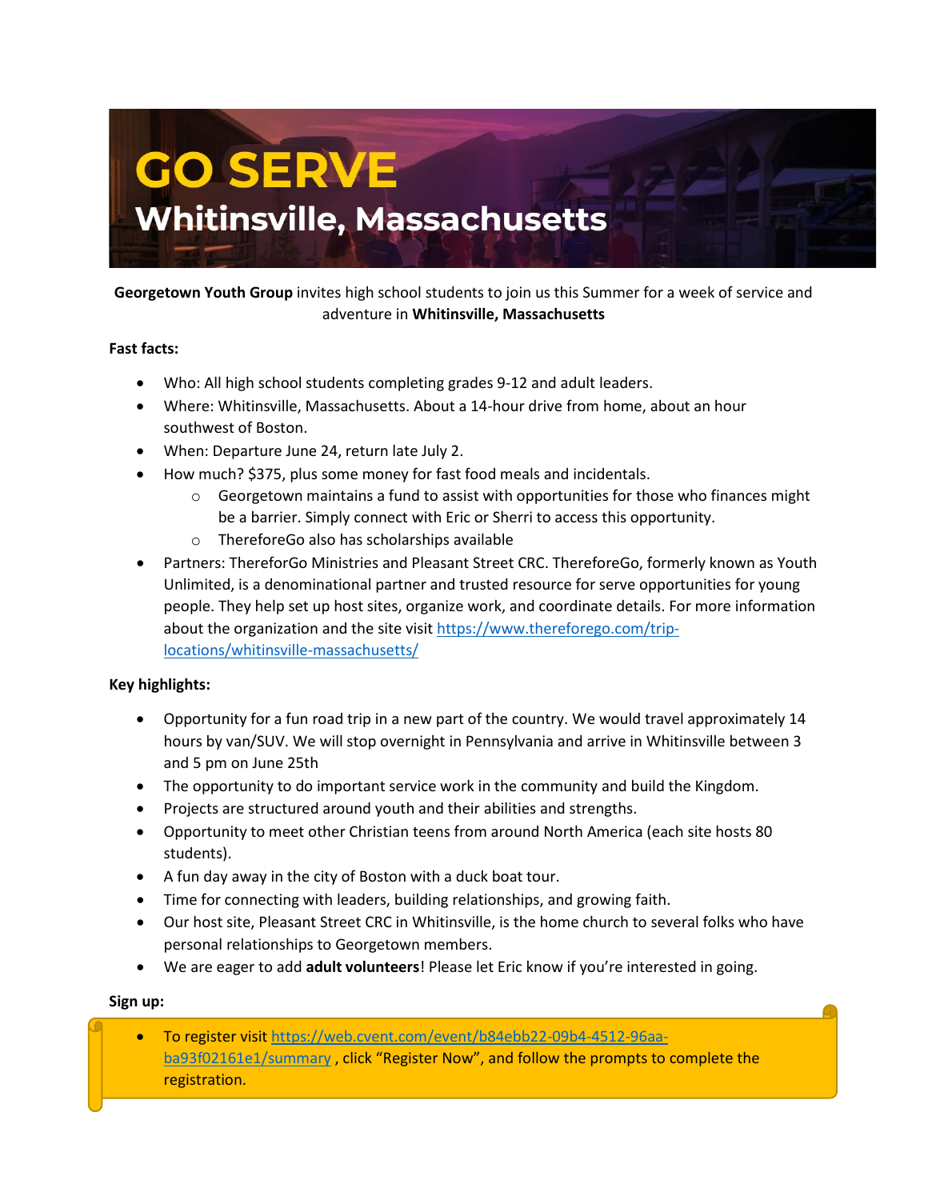# GO SERVE

## Whitinsville, Massachusetts

**Georgetown Youth Group** invites high school students to join us this Summer for a week of service and adventure in **Whitinsville, Massachusetts**

**Fast facts:**

- Who: All high school students completing grades 9-12 and adult leaders.
- Where: Whitinsville, Massachusetts. About a 14-hour drive from home, about an hour southwest of Boston.
- When: Departure June 24, return late July 2.
- How much? $375, plus some money for fast food meals and incidentals.
  - Georgetown maintains a fund to assist with opportunities for those who finances might be a barrier. Simply connect with Eric or Sherri to access this opportunity.
  - ThereforeGo also has scholarships available
- Partners: ThereforGo Ministries and Pleasant Street CRC. ThereforeGo, formerly known as Youth Unlimited, is a denominational partner and trusted resource for serve opportunities for young people. They help set up host sites, organize work, and coordinate details. For more information about the organization and the site visit https://www.thereforego.com/trip-locations/whitinsville-massachusetts/

**Key highlights:**

- Opportunity for a fun road trip in a new part of the country. We would travel approximately 14 hours by van/SUV. We will stop overnight in Pennsylvania and arrive in Whitinsville between 3 and 5 pm on June 25th
- The opportunity to do important service work in the community and build the Kingdom.
- Projects are structured around youth and their abilities and strengths.
- Opportunity to meet other Christian teens from around North America (each site hosts 80 students).
- A fun day away in the city of Boston with a duck boat tour.
- Time for connecting with leaders, building relationships, and growing faith.
- Our host site, Pleasant Street CRC in Whitinsville, is the home church to several folks who have personal relationships to Georgetown members.
- We are eager to add **adult volunteers**! Please let Eric know if you're interested in going.

**Sign up:**

- To register visit https://web.cvent.com/event/b84ebb22-09b4-4512-96aa-ba93f02161e1/summary , click "Register Now", and follow the prompts to complete the registration.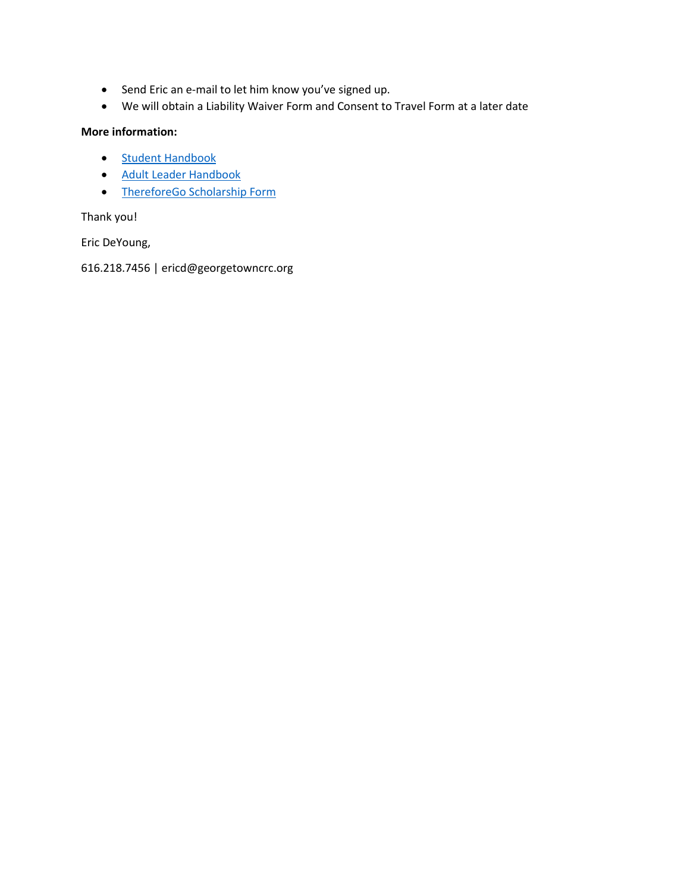- Send Eric an e-mail to let him know you've signed up.
- We will obtain a Liability Waiver Form and Consent to Travel Form at a later date

**More information:**

- Student Handbook
- Adult Leader Handbook
- ThereforeGo Scholarship Form

Thank you!

Eric DeYoung,

616.218.7456 | ericd@georgetowncrc.org